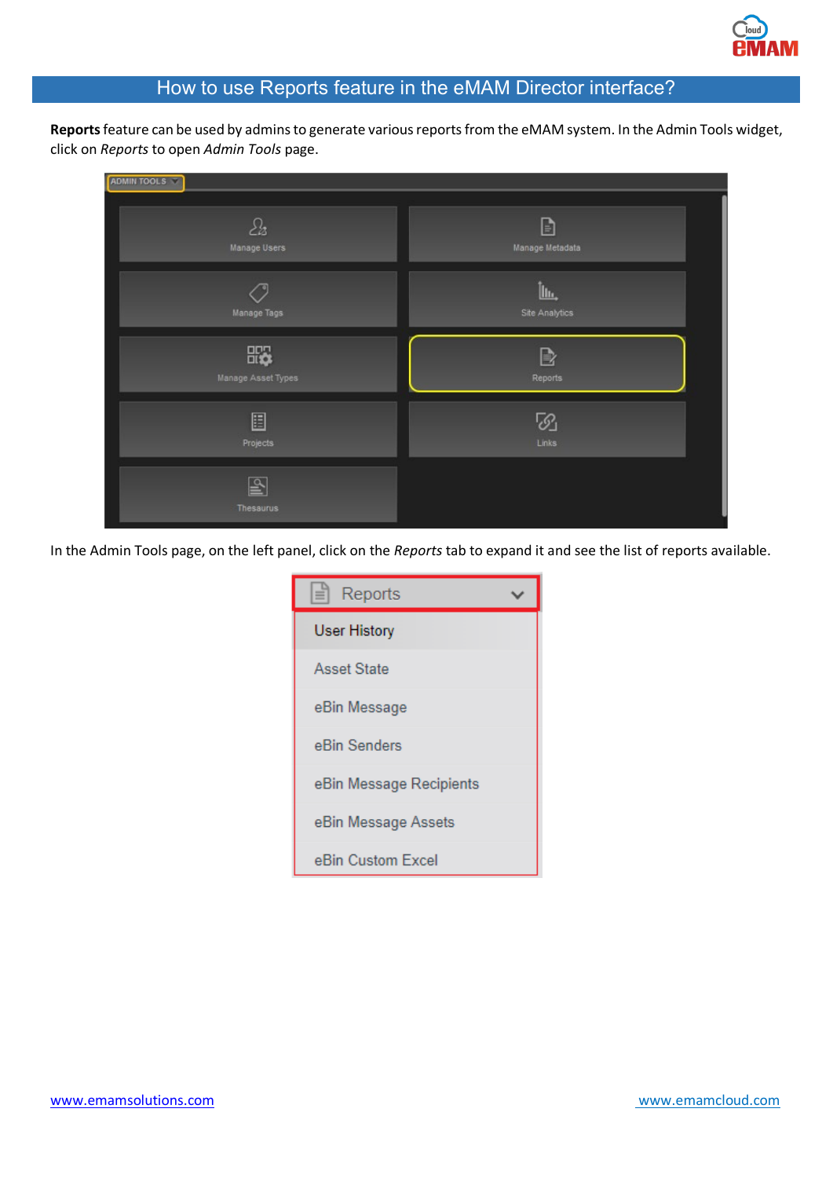# How to use Reports feature in the eMAM Director interface?

**Reports** feature can be used by admins to generate various reports from the eMAM system. In the Admin Tools widget, click on *Reports* to open *Admin Tools* page.

In the Admin Tools page, on the left panel, click on the *Reports* tab to expand it and see the list of reports available.

[www.emamsolutions.com](http://www.emamsolutions.com) [www.emamcloud.com](http://www.emamcloud.com)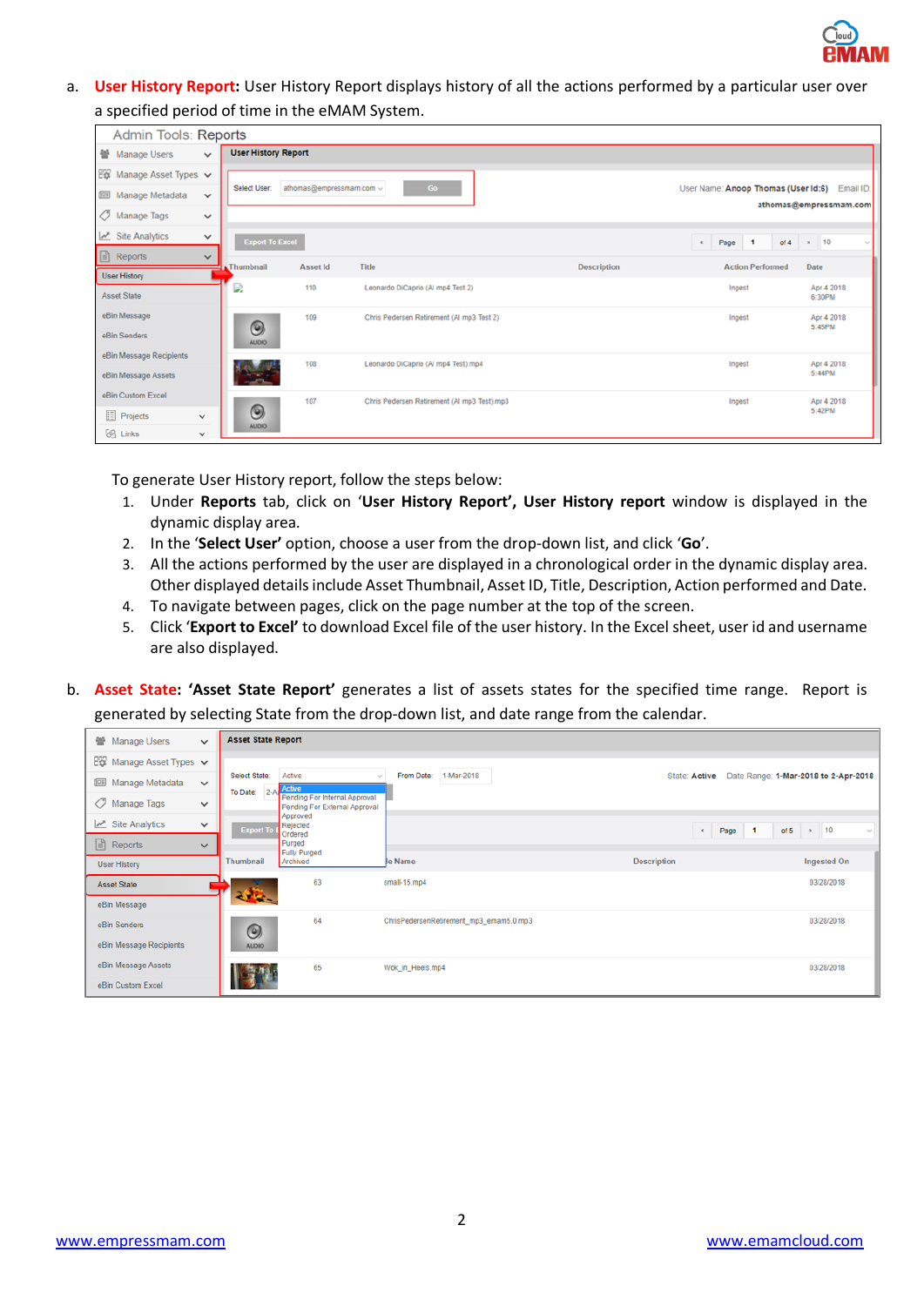a. **User History Report:** User History Report displays history of all the actions performed by a particular user over a specified period of time in the eMAM System.

To generate User History report, follow the steps below:

1. Under **Reports** tab, click on '**User History Report', User History report** window is displayed in the dynamic display area.
2. In the '**Select User'** option, choose a user from the drop-down list, and click '**Go**'.
3. All the actions performed by the user are displayed in a chronological order in the dynamic display area. Other displayed details include Asset Thumbnail, Asset ID, Title, Description, Action performed and Date.
4. To navigate between pages, click on the page number at the top of the screen.
5. Click '**Export to Excel'** to download Excel file of the user history. In the Excel sheet, user id and username are also displayed.

b. **Asset State**: **'Asset State Report'** generates a list of assets states for the specified time range. Report is generated by selecting State from the drop-down list, and date range from the calendar.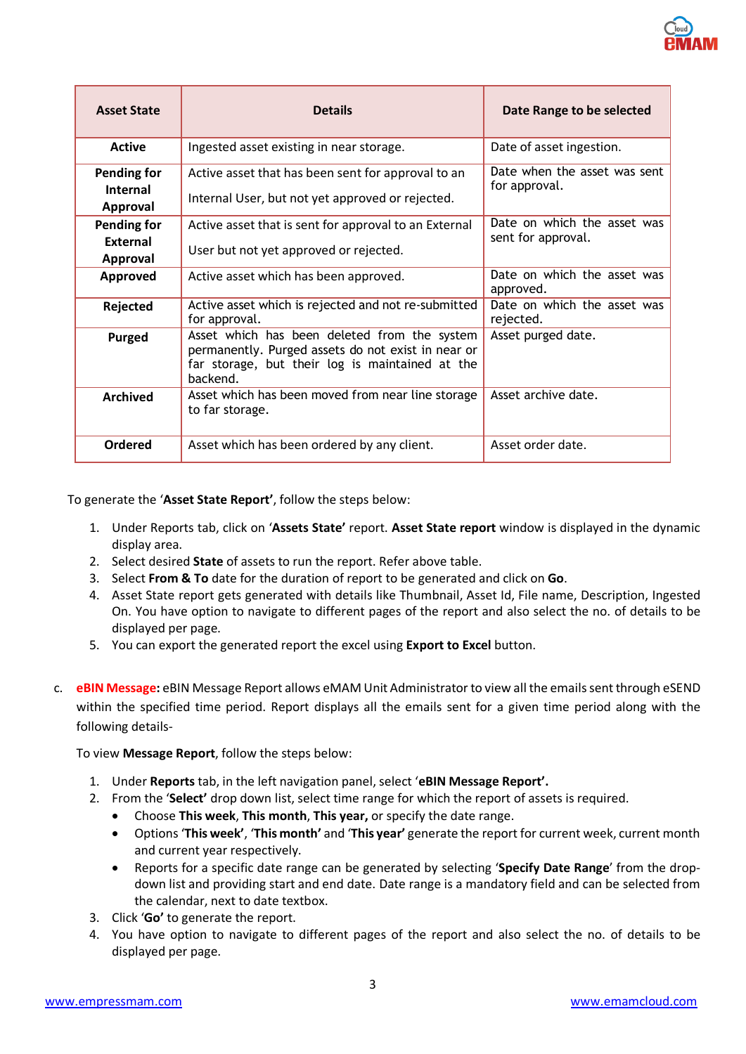| Asset State | Details | Date Range to be selected |
|---|---|---|
| **Active** | Ingested asset existing in near storage. | Date of asset ingestion. |
| **Pending for Internal Approval** | Active asset that has been sent for approval to an Internal User, but not yet approved or rejected. | Date when the asset was sent for approval. |
| **Pending for External Approval** | Active asset that is sent for approval to an External User but not yet approved or rejected. | Date on which the asset was sent for approval. |
| **Approved** | Active asset which has been approved. | Date on which the asset was approved. |
| **Rejected** | Active asset which is rejected and not re-submitted for approval. | Date on which the asset was rejected. |
| **Purged** | Asset which has been deleted from the system permanently. Purged assets do not exist in near or far storage, but their log is maintained at the backend. | Asset purged date. |
| **Archived** | Asset which has been moved from near line storage to far storage. | Asset archive date. |
| **Ordered** | Asset which has been ordered by any client. | Asset order date. |

To generate the '**Asset State Report'**, follow the steps below:

1. Under Reports tab, click on '**Assets State'** report. **Asset State report** window is displayed in the dynamic display area.
2. Select desired **State** of assets to run the report. Refer above table.
3. Select **From & To** date for the duration of report to be generated and click on **Go**.
4. Asset State report gets generated with details like Thumbnail, Asset Id, File name, Description, Ingested On. You have option to navigate to different pages of the report and also select the no. of details to be displayed per page.
5. You can export the generated report the excel using **Export to Excel** button.

c. **eBIN Message:** eBIN Message Report allows eMAM Unit Administrator to view all the emails sent through eSEND within the specified time period. Report displays all the emails sent for a given time period along with the following details-

To view **Message Report**, follow the steps below:

1. Under **Reports** tab, in the left navigation panel, select '**eBIN Message Report'.**
2. From the '**Select'** drop down list, select time range for which the report of assets is required.
   - Choose **This week**, **This month**, **This year,** or specify the date range.
   - Options '**This week'**, '**This month'** and '**This year'** generate the report for current week, current month and current year respectively.
   - Reports for a specific date range can be generated by selecting '**Specify Date Range**' from the drop-down list and providing start and end date. Date range is a mandatory field and can be selected from the calendar, next to date textbox.
3. Click '**Go'** to generate the report.
4. You have option to navigate to different pages of the report and also select the no. of details to be displayed per page.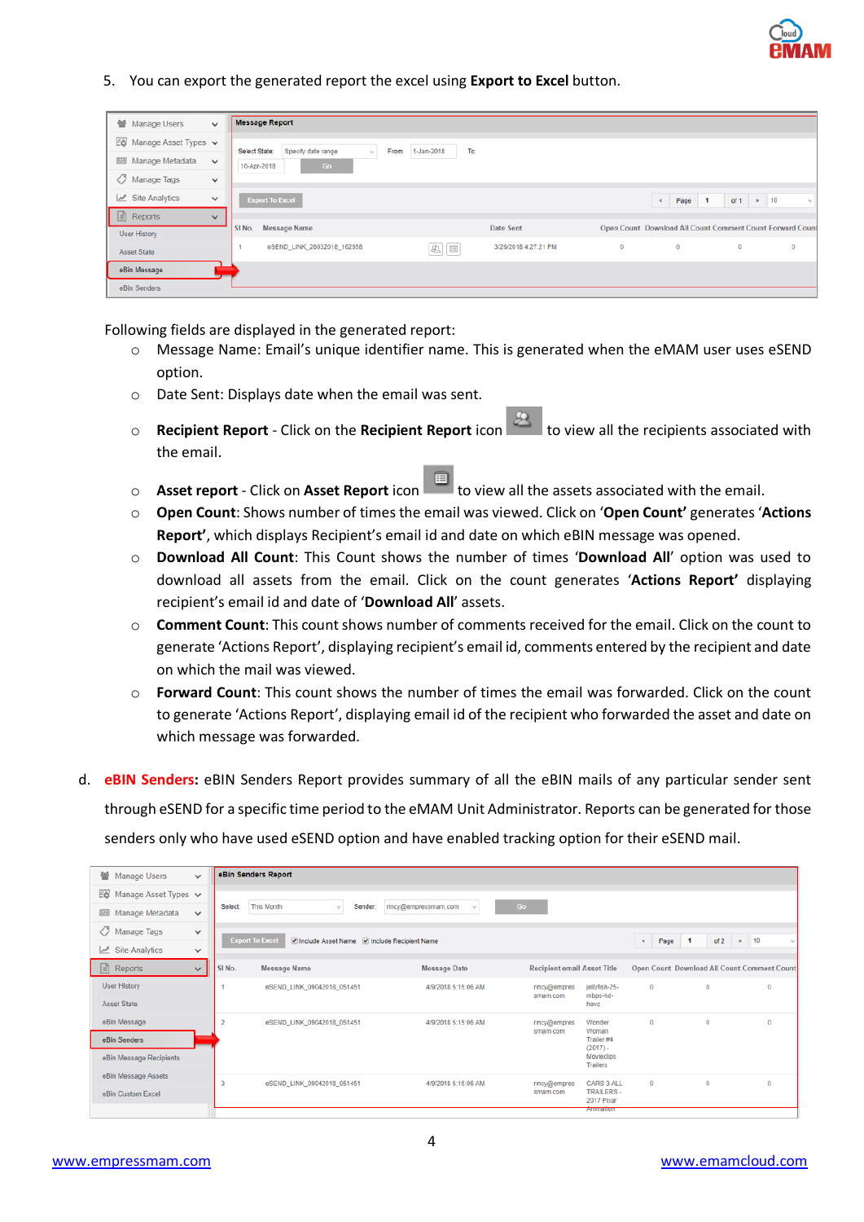5. You can export the generated report the excel using **Export to Excel** button.

Following fields are displayed in the generated report:

- Message Name: Email's unique identifier name. This is generated when the eMAM user uses eSEND option.
- Date Sent: Displays date when the email was sent.
- **Recipient Report** - Click on the **Recipient Report** icon to view all the recipients associated with the email.
- **Asset report** - Click on **Asset Report** icon to view all the assets associated with the email.
- **Open Count**: Shows number of times the email was viewed. Click on '**Open Count'** generates '**Actions Report'**, which displays Recipient's email id and date on which eBIN message was opened.
- **Download All Count**: This Count shows the number of times '**Download All**' option was used to download all assets from the email. Click on the count generates '**Actions Report'** displaying recipient's email id and date of '**Download All**' assets.
- **Comment Count**: This count shows number of comments received for the email. Click on the count to generate 'Actions Report', displaying recipient's email id, comments entered by the recipient and date on which the mail was viewed.
- **Forward Count**: This count shows the number of times the email was forwarded. Click on the count to generate 'Actions Report', displaying email id of the recipient who forwarded the asset and date on which message was forwarded.

d. **eBIN Senders:** eBIN Senders Report provides summary of all the eBIN mails of any particular sender sent through eSEND for a specific time period to the eMAM Unit Administrator. Reports can be generated for those senders only who have used eSEND option and have enabled tracking option for their eSEND mail.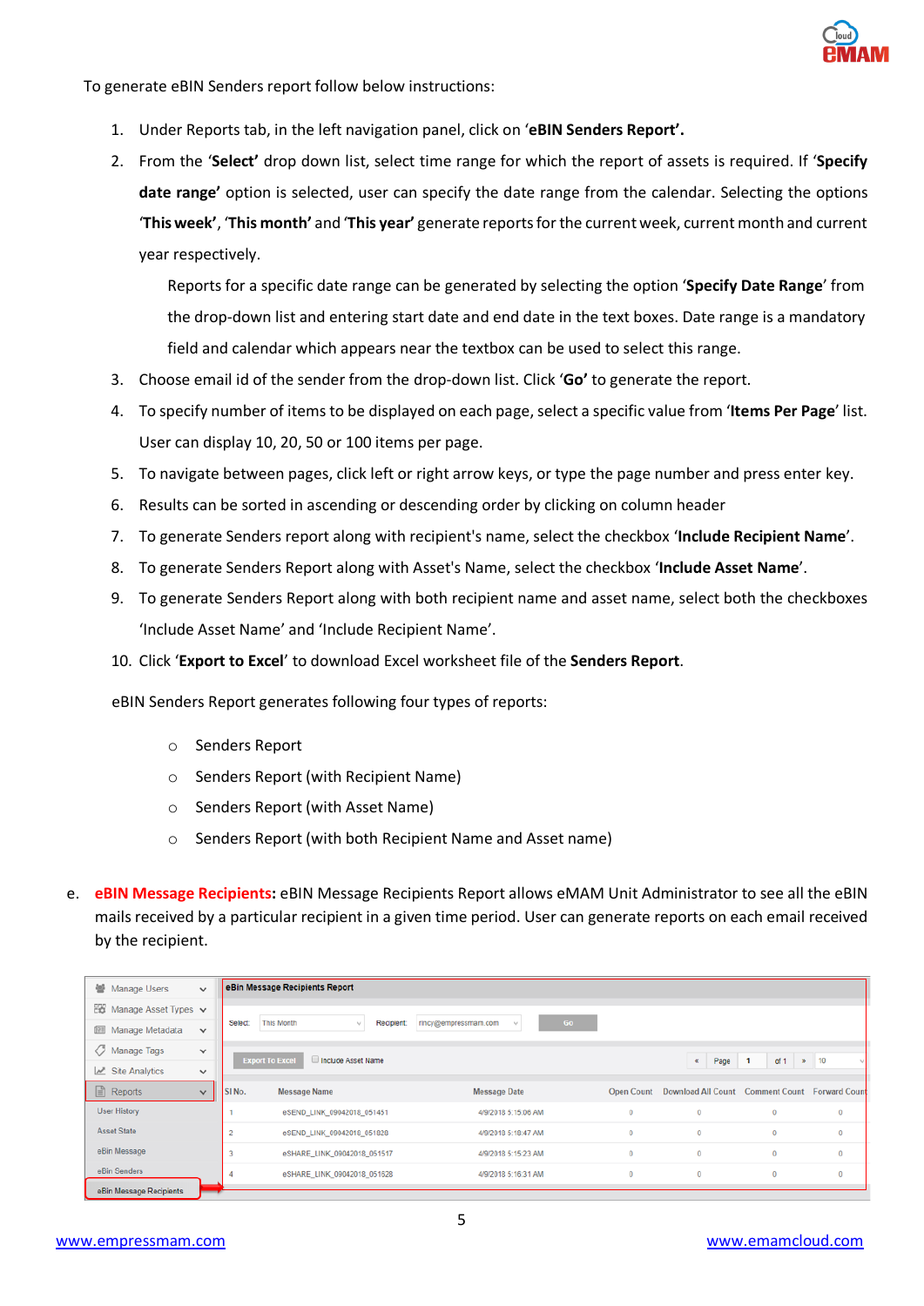To generate eBIN Senders report follow below instructions:

1. Under Reports tab, in the left navigation panel, click on '**eBIN Senders Report'.**
2. From the '**Select'** drop down list, select time range for which the report of assets is required. If '**Specify date range'** option is selected, user can specify the date range from the calendar. Selecting the options '**This week**', '**This month'** and '**This year'** generate reports for the current week, current month and current year respectively.

   Reports for a specific date range can be generated by selecting the option '**Specify Date Range**' from the drop-down list and entering start date and end date in the text boxes. Date range is a mandatory field and calendar which appears near the textbox can be used to select this range.
3. Choose email id of the sender from the drop-down list. Click '**Go'** to generate the report.
4. To specify number of items to be displayed on each page, select a specific value from '**Items Per Page**' list. User can display 10, 20, 50 or 100 items per page.
5. To navigate between pages, click left or right arrow keys, or type the page number and press enter key.
6. Results can be sorted in ascending or descending order by clicking on column header
7. To generate Senders report along with recipient's name, select the checkbox '**Include Recipient Name**'.
8. To generate Senders Report along with Asset's Name, select the checkbox '**Include Asset Name**'.
9. To generate Senders Report along with both recipient name and asset name, select both the checkboxes 'Include Asset Name' and 'Include Recipient Name'.
10. Click '**Export to Excel**' to download Excel worksheet file of the **Senders Report**.

eBIN Senders Report generates following four types of reports:

- Senders Report
- Senders Report (with Recipient Name)
- Senders Report (with Asset Name)
- Senders Report (with both Recipient Name and Asset name)

e. **eBIN Message Recipients:** eBIN Message Recipients Report allows eMAM Unit Administrator to see all the eBIN mails received by a particular recipient in a given time period. User can generate reports on each email received by the recipient.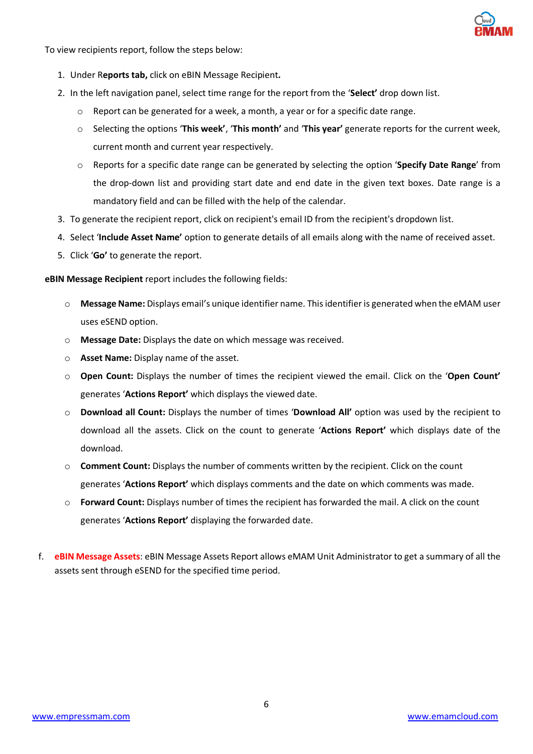To view recipients report, follow the steps below:

1. Under **Reports tab,** click on eBIN Message Recipient**.**
2. In the left navigation panel, select time range for the report from the '**Select'** drop down list.
    - Report can be generated for a week, a month, a year or for a specific date range.
    - Selecting the options '**This week'**, '**This month'** and '**This year'** generate reports for the current week, current month and current year respectively.
    - Reports for a specific date range can be generated by selecting the option '**Specify Date Range**' from the drop-down list and providing start date and end date in the given text boxes. Date range is a mandatory field and can be filled with the help of the calendar.
3. To generate the recipient report, click on recipient's email ID from the recipient's dropdown list.
4. Select '**Include Asset Name'** option to generate details of all emails along with the name of received asset.
5. Click '**Go'** to generate the report.

**eBIN Message Recipient** report includes the following fields:

- **Message Name:** Displays email's unique identifier name. This identifier is generated when the eMAM user uses eSEND option.
- **Message Date:** Displays the date on which message was received.
- **Asset Name:** Display name of the asset.
- **Open Count:** Displays the number of times the recipient viewed the email. Click on the '**Open Count'** generates '**Actions Report'** which displays the viewed date.
- **Download all Count:** Displays the number of times '**Download All'** option was used by the recipient to download all the assets. Click on the count to generate '**Actions Report'** which displays date of the download.
- **Comment Count:** Displays the number of comments written by the recipient. Click on the count generates '**Actions Report'** which displays comments and the date on which comments was made.
- **Forward Count:** Displays number of times the recipient has forwarded the mail. A click on the count generates '**Actions Report'** displaying the forwarded date.

f. **eBIN Message Assets**: eBIN Message Assets Report allows eMAM Unit Administrator to get a summary of all the assets sent through eSEND for the specified time period.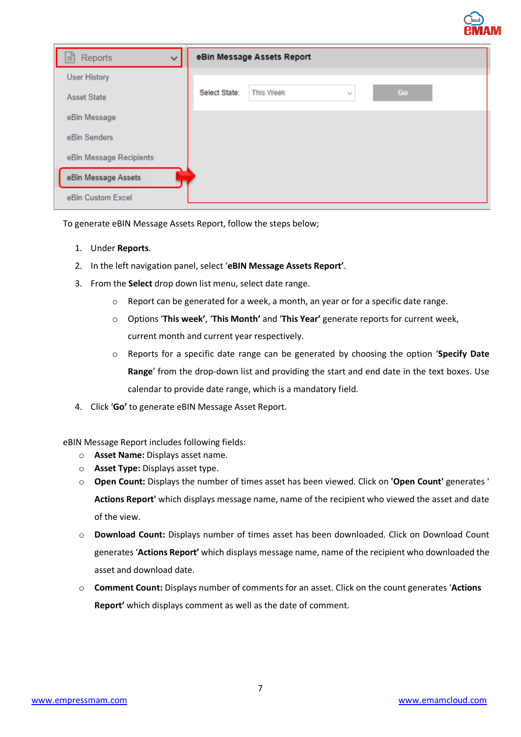To generate eBIN Message Assets Report, follow the steps below;

1. Under **Reports**.
2. In the left navigation panel, select '**eBIN Message Assets Report'**.
3. From the **Select** drop down list menu, select date range.
    - Report can be generated for a week, a month, an year or for a specific date range.
    - Options '**This week'**, '**This Month'** and '**This Year'** generate reports for current week, current month and current year respectively.
    - Reports for a specific date range can be generated by choosing the option '**Specify Date Range**' from the drop-down list and providing the start and end date in the text boxes. Use calendar to provide date range, which is a mandatory field.
4. Click '**Go'** to generate eBIN Message Asset Report.

eBIN Message Report includes following fields:

- **Asset Name:** Displays asset name.
- **Asset Type:** Displays asset type.
- **Open Count:** Displays the number of times asset has been viewed. Click on **'Open Count'** generates '**Actions Report'** which displays message name, name of the recipient who viewed the asset and date of the view.
- **Download Count:** Displays number of times asset has been downloaded. Click on Download Count generates '**Actions Report'** which displays message name, name of the recipient who downloaded the asset and download date.
- **Comment Count:** Displays number of comments for an asset. Click on the count generates '**Actions Report'** which displays comment as well as the date of comment.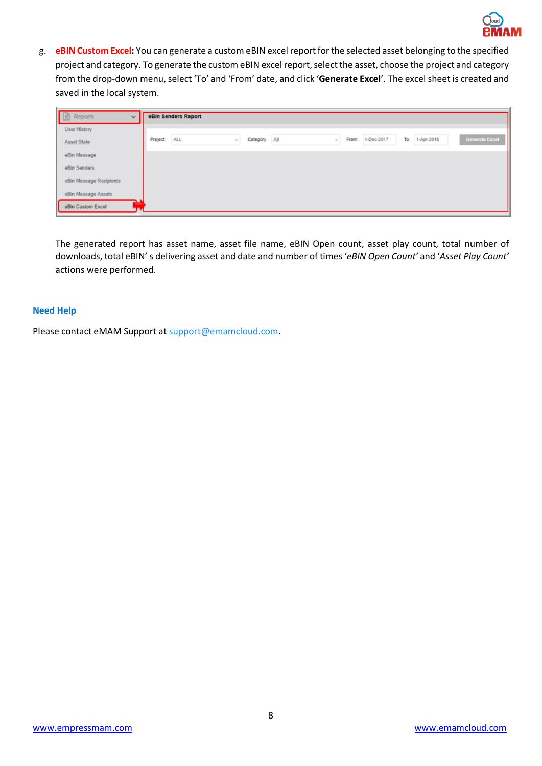g. **eBIN Custom Excel:** You can generate a custom eBIN excel report for the selected asset belonging to the specified project and category. To generate the custom eBIN excel report, select the asset, choose the project and category from the drop-down menu, select 'To' and 'From' date, and click '**Generate Excel**'. The excel sheet is created and saved in the local system.

The generated report has asset name, asset file name, eBIN Open count, asset play count, total number of downloads, total eBIN' s delivering asset and date and number of times '*eBIN Open Count'* and '*Asset Play Count'* actions were performed.

## Need Help

Please contact eMAM Support at support@emamcloud.com.

www.empressmam.com www.emamcloud.com